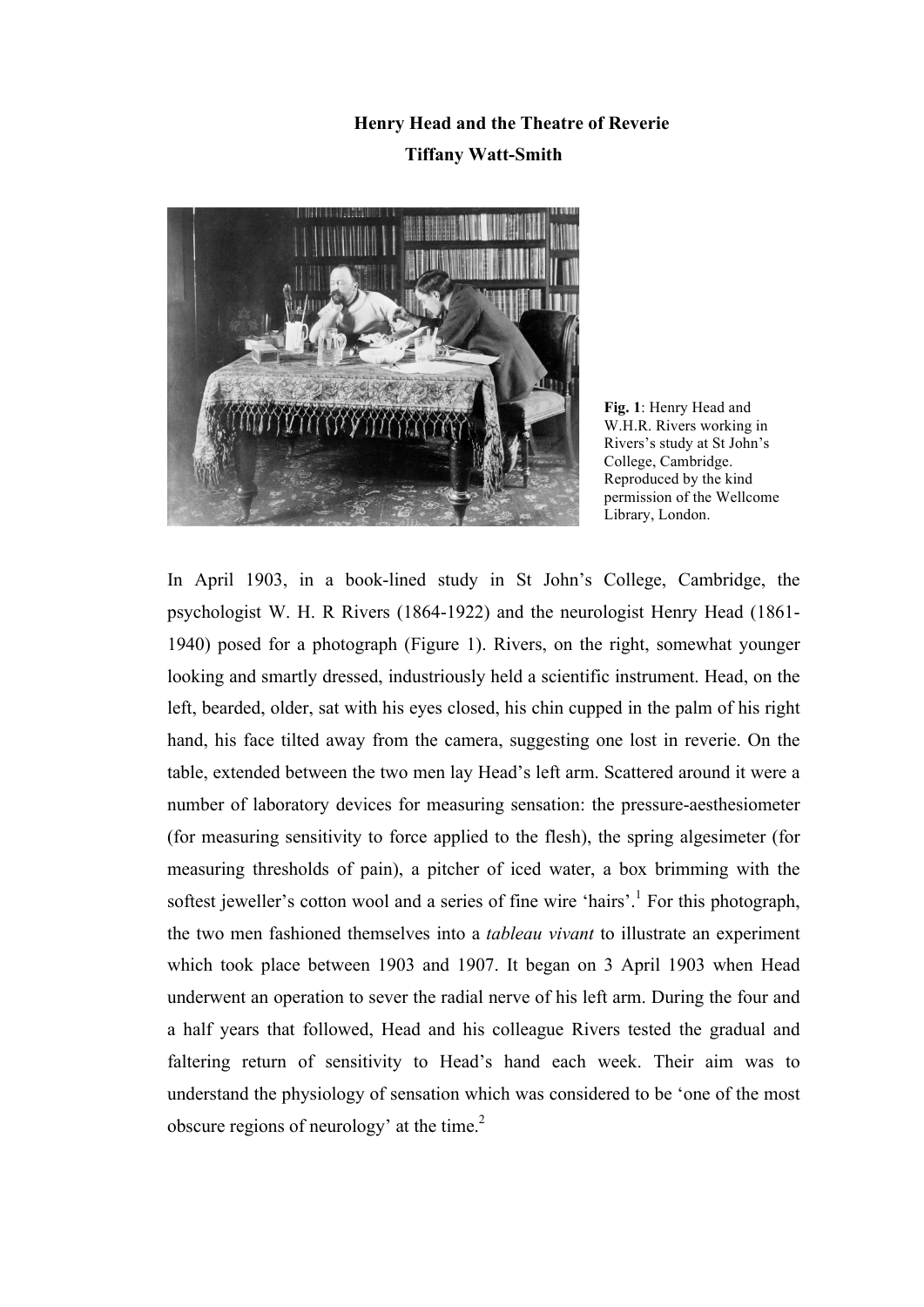# Henry Head and the Theatre of Reverie

**Tiffany Watt-Smith**

**Fig. 1**: Henry Head and W.H.R. Rivers working in Rivers's study at St John's College, Cambridge. Reproduced by the kind permission of the Wellcome Library, London.

In April 1903, in a book-lined study in St John's College, Cambridge, the psychologist W. H. R Rivers (1864-1922) and the neurologist Henry Head (1861-1940) posed for a photograph (Figure 1). Rivers, on the right, somewhat younger looking and smartly dressed, industriously held a scientific instrument. Head, on the left, bearded, older, sat with his eyes closed, his chin cupped in the palm of his right hand, his face tilted away from the camera, suggesting one lost in reverie. On the table, extended between the two men lay Head's left arm. Scattered around it were a number of laboratory devices for measuring sensation: the pressure-aesthesiometer (for measuring sensitivity to force applied to the flesh), the spring algesimeter (for measuring thresholds of pain), a pitcher of iced water, a box brimming with the softest jeweller's cotton wool and a series of fine wire 'hairs'.[1] For this photograph, the two men fashioned themselves into a *tableau vivant* to illustrate an experiment which took place between 1903 and 1907. It began on 3 April 1903 when Head underwent an operation to sever the radial nerve of his left arm. During the four and a half years that followed, Head and his colleague Rivers tested the gradual and faltering return of sensitivity to Head's hand each week. Their aim was to understand the physiology of sensation which was considered to be 'one of the most obscure regions of neurology' at the time.[2]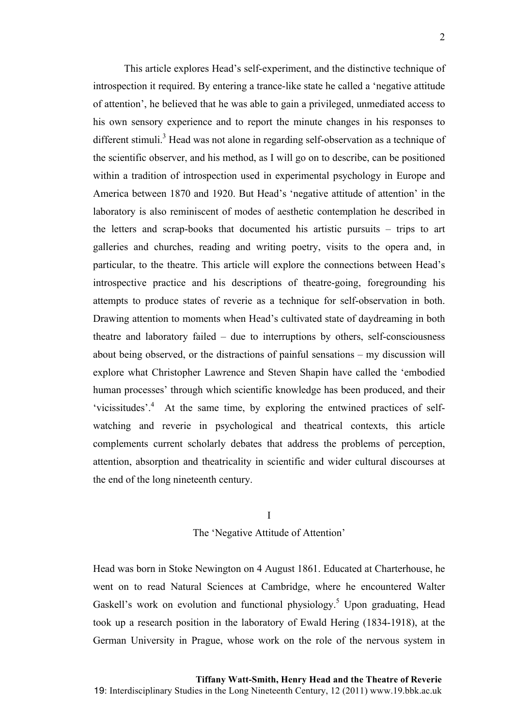This article explores Head's self-experiment, and the distinctive technique of introspection it required. By entering a trance-like state he called a 'negative attitude of attention', he believed that he was able to gain a privileged, unmediated access to his own sensory experience and to report the minute changes in his responses to different stimuli.[3] Head was not alone in regarding self-observation as a technique of the scientific observer, and his method, as I will go on to describe, can be positioned within a tradition of introspection used in experimental psychology in Europe and America between 1870 and 1920. But Head's 'negative attitude of attention' in the laboratory is also reminiscent of modes of aesthetic contemplation he described in the letters and scrap-books that documented his artistic pursuits – trips to art galleries and churches, reading and writing poetry, visits to the opera and, in particular, to the theatre. This article will explore the connections between Head's introspective practice and his descriptions of theatre-going, foregrounding his attempts to produce states of reverie as a technique for self-observation in both. Drawing attention to moments when Head's cultivated state of daydreaming in both theatre and laboratory failed – due to interruptions by others, self-consciousness about being observed, or the distractions of painful sensations – my discussion will explore what Christopher Lawrence and Steven Shapin have called the 'embodied human processes' through which scientific knowledge has been produced, and their 'vicissitudes'.[4] At the same time, by exploring the entwined practices of self-watching and reverie in psychological and theatrical contexts, this article complements current scholarly debates that address the problems of perception, attention, absorption and theatricality in scientific and wider cultural discourses at the end of the long nineteenth century.

## I
## The 'Negative Attitude of Attention'

Head was born in Stoke Newington on 4 August 1861. Educated at Charterhouse, he went on to read Natural Sciences at Cambridge, where he encountered Walter Gaskell's work on evolution and functional physiology.[5] Upon graduating, Head took up a research position in the laboratory of Ewald Hering (1834-1918), at the German University in Prague, whose work on the role of the nervous system in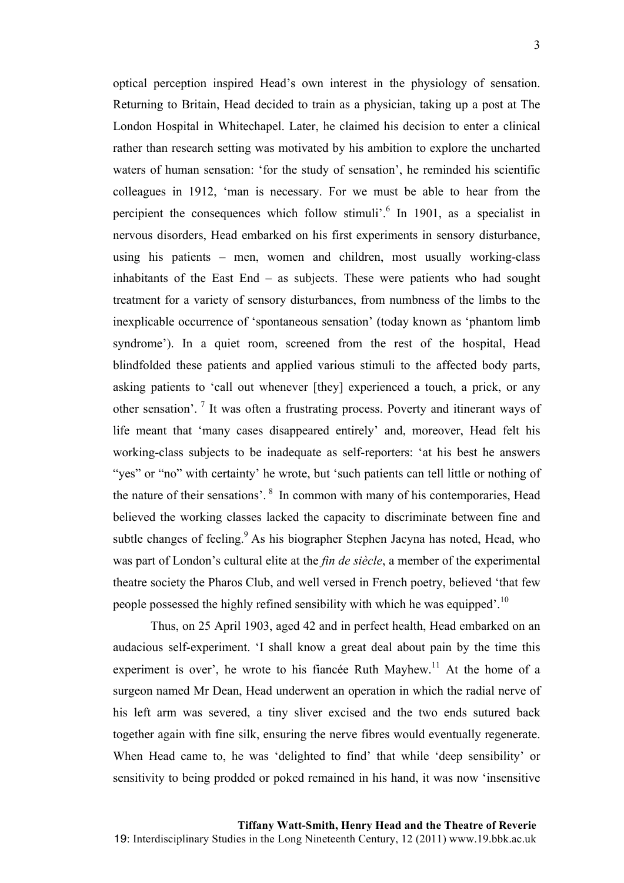optical perception inspired Head's own interest in the physiology of sensation. Returning to Britain, Head decided to train as a physician, taking up a post at The London Hospital in Whitechapel. Later, he claimed his decision to enter a clinical rather than research setting was motivated by his ambition to explore the uncharted waters of human sensation: 'for the study of sensation', he reminded his scientific colleagues in 1912, 'man is necessary. For we must be able to hear from the percipient the consequences which follow stimuli'.[6] In 1901, as a specialist in nervous disorders, Head embarked on his first experiments in sensory disturbance, using his patients – men, women and children, most usually working-class inhabitants of the East End – as subjects. These were patients who had sought treatment for a variety of sensory disturbances, from numbness of the limbs to the inexplicable occurrence of 'spontaneous sensation' (today known as 'phantom limb syndrome'). In a quiet room, screened from the rest of the hospital, Head blindfolded these patients and applied various stimuli to the affected body parts, asking patients to 'call out whenever [they] experienced a touch, a prick, or any other sensation'.[7] It was often a frustrating process. Poverty and itinerant ways of life meant that 'many cases disappeared entirely' and, moreover, Head felt his working-class subjects to be inadequate as self-reporters: 'at his best he answers "yes" or "no" with certainty' he wrote, but 'such patients can tell little or nothing of the nature of their sensations'.[8] In common with many of his contemporaries, Head believed the working classes lacked the capacity to discriminate between fine and subtle changes of feeling.[9] As his biographer Stephen Jacyna has noted, Head, who was part of London's cultural elite at the *fin de siècle*, a member of the experimental theatre society the Pharos Club, and well versed in French poetry, believed 'that few people possessed the highly refined sensibility with which he was equipped'.[10]

Thus, on 25 April 1903, aged 42 and in perfect health, Head embarked on an audacious self-experiment. 'I shall know a great deal about pain by the time this experiment is over', he wrote to his fiancée Ruth Mayhew.[11] At the home of a surgeon named Mr Dean, Head underwent an operation in which the radial nerve of his left arm was severed, a tiny sliver excised and the two ends sutured back together again with fine silk, ensuring the nerve fibres would eventually regenerate. When Head came to, he was 'delighted to find' that while 'deep sensibility' or sensitivity to being prodded or poked remained in his hand, it was now 'insensitive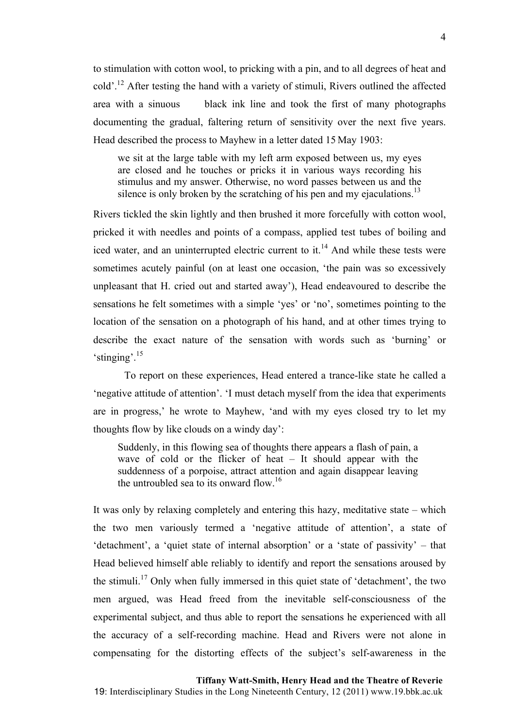to stimulation with cotton wool, to pricking with a pin, and to all degrees of heat and cold'.[12] After testing the hand with a variety of stimuli, Rivers outlined the affected area with a sinuous black ink line and took the first of many photographs documenting the gradual, faltering return of sensitivity over the next five years. Head described the process to Mayhew in a letter dated 15 May 1903:

> we sit at the large table with my left arm exposed between us, my eyes are closed and he touches or pricks it in various ways recording his stimulus and my answer. Otherwise, no word passes between us and the silence is only broken by the scratching of his pen and my ejaculations.[13]

Rivers tickled the skin lightly and then brushed it more forcefully with cotton wool, pricked it with needles and points of a compass, applied test tubes of boiling and iced water, and an uninterrupted electric current to it.[14] And while these tests were sometimes acutely painful (on at least one occasion, 'the pain was so excessively unpleasant that H. cried out and started away'), Head endeavoured to describe the sensations he felt sometimes with a simple 'yes' or 'no', sometimes pointing to the location of the sensation on a photograph of his hand, and at other times trying to describe the exact nature of the sensation with words such as 'burning' or 'stinging'.[15]

To report on these experiences, Head entered a trance-like state he called a 'negative attitude of attention'. 'I must detach myself from the idea that experiments are in progress,' he wrote to Mayhew, 'and with my eyes closed try to let my thoughts flow by like clouds on a windy day':

> Suddenly, in this flowing sea of thoughts there appears a flash of pain, a wave of cold or the flicker of heat – It should appear with the suddenness of a porpoise, attract attention and again disappear leaving the untroubled sea to its onward flow.[16]

It was only by relaxing completely and entering this hazy, meditative state – which the two men variously termed a 'negative attitude of attention', a state of 'detachment', a 'quiet state of internal absorption' or a 'state of passivity' – that Head believed himself able reliably to identify and report the sensations aroused by the stimuli.[17] Only when fully immersed in this quiet state of 'detachment', the two men argued, was Head freed from the inevitable self-consciousness of the experimental subject, and thus able to report the sensations he experienced with all the accuracy of a self-recording machine. Head and Rivers were not alone in compensating for the distorting effects of the subject's self-awareness in the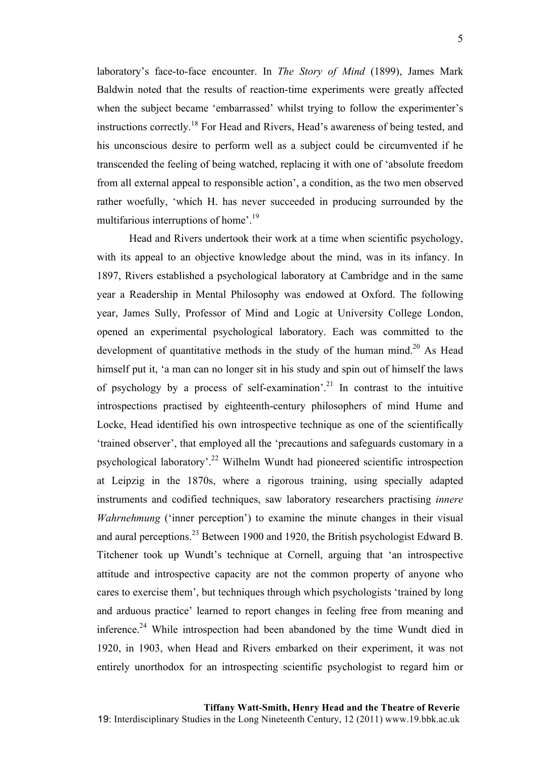laboratory's face-to-face encounter. In *The Story of Mind* (1899), James Mark Baldwin noted that the results of reaction-time experiments were greatly affected when the subject became 'embarrassed' whilst trying to follow the experimenter's instructions correctly.[18] For Head and Rivers, Head's awareness of being tested, and his unconscious desire to perform well as a subject could be circumvented if he transcended the feeling of being watched, replacing it with one of 'absolute freedom from all external appeal to responsible action', a condition, as the two men observed rather woefully, 'which H. has never succeeded in producing surrounded by the multifarious interruptions of home'.[19]

Head and Rivers undertook their work at a time when scientific psychology, with its appeal to an objective knowledge about the mind, was in its infancy. In 1897, Rivers established a psychological laboratory at Cambridge and in the same year a Readership in Mental Philosophy was endowed at Oxford. The following year, James Sully, Professor of Mind and Logic at University College London, opened an experimental psychological laboratory. Each was committed to the development of quantitative methods in the study of the human mind.[20] As Head himself put it, 'a man can no longer sit in his study and spin out of himself the laws of psychology by a process of self-examination'.[21] In contrast to the intuitive introspections practised by eighteenth-century philosophers of mind Hume and Locke, Head identified his own introspective technique as one of the scientifically 'trained observer', that employed all the 'precautions and safeguards customary in a psychological laboratory'.[22] Wilhelm Wundt had pioneered scientific introspection at Leipzig in the 1870s, where a rigorous training, using specially adapted instruments and codified techniques, saw laboratory researchers practising *innere Wahrnehmung* ('inner perception') to examine the minute changes in their visual and aural perceptions.[23] Between 1900 and 1920, the British psychologist Edward B. Titchener took up Wundt's technique at Cornell, arguing that 'an introspective attitude and introspective capacity are not the common property of anyone who cares to exercise them', but techniques through which psychologists 'trained by long and arduous practice' learned to report changes in feeling free from meaning and inference.[24] While introspection had been abandoned by the time Wundt died in 1920, in 1903, when Head and Rivers embarked on their experiment, it was not entirely unorthodox for an introspecting scientific psychologist to regard him or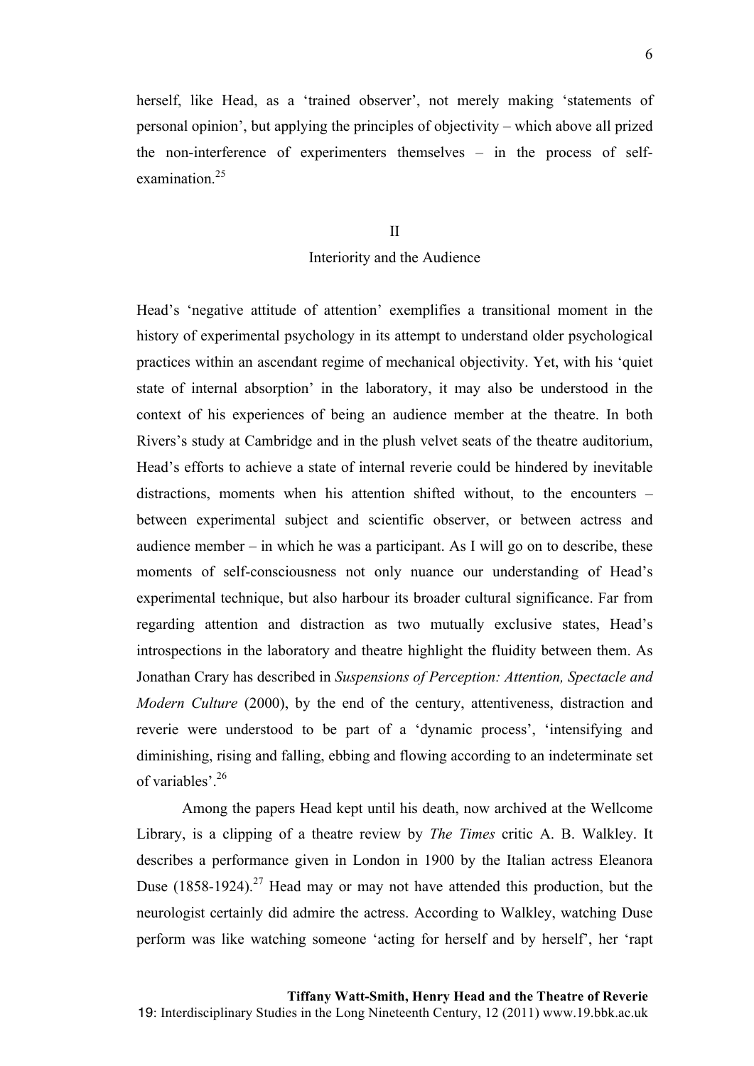herself, like Head, as a 'trained observer', not merely making 'statements of personal opinion', but applying the principles of objectivity – which above all prized the non-interference of experimenters themselves – in the process of self-examination.[25]

## II
## Interiority and the Audience

Head's 'negative attitude of attention' exemplifies a transitional moment in the history of experimental psychology in its attempt to understand older psychological practices within an ascendant regime of mechanical objectivity. Yet, with his 'quiet state of internal absorption' in the laboratory, it may also be understood in the context of his experiences of being an audience member at the theatre. In both Rivers's study at Cambridge and in the plush velvet seats of the theatre auditorium, Head's efforts to achieve a state of internal reverie could be hindered by inevitable distractions, moments when his attention shifted without, to the encounters – between experimental subject and scientific observer, or between actress and audience member – in which he was a participant. As I will go on to describe, these moments of self-consciousness not only nuance our understanding of Head's experimental technique, but also harbour its broader cultural significance. Far from regarding attention and distraction as two mutually exclusive states, Head's introspections in the laboratory and theatre highlight the fluidity between them. As Jonathan Crary has described in *Suspensions of Perception: Attention, Spectacle and Modern Culture* (2000), by the end of the century, attentiveness, distraction and reverie were understood to be part of a 'dynamic process', 'intensifying and diminishing, rising and falling, ebbing and flowing according to an indeterminate set of variables'.[26]

Among the papers Head kept until his death, now archived at the Wellcome Library, is a clipping of a theatre review by *The Times* critic A. B. Walkley. It describes a performance given in London in 1900 by the Italian actress Eleanora Duse (1858-1924).[27] Head may or may not have attended this production, but the neurologist certainly did admire the actress. According to Walkley, watching Duse perform was like watching someone 'acting for herself and by herself', her 'rapt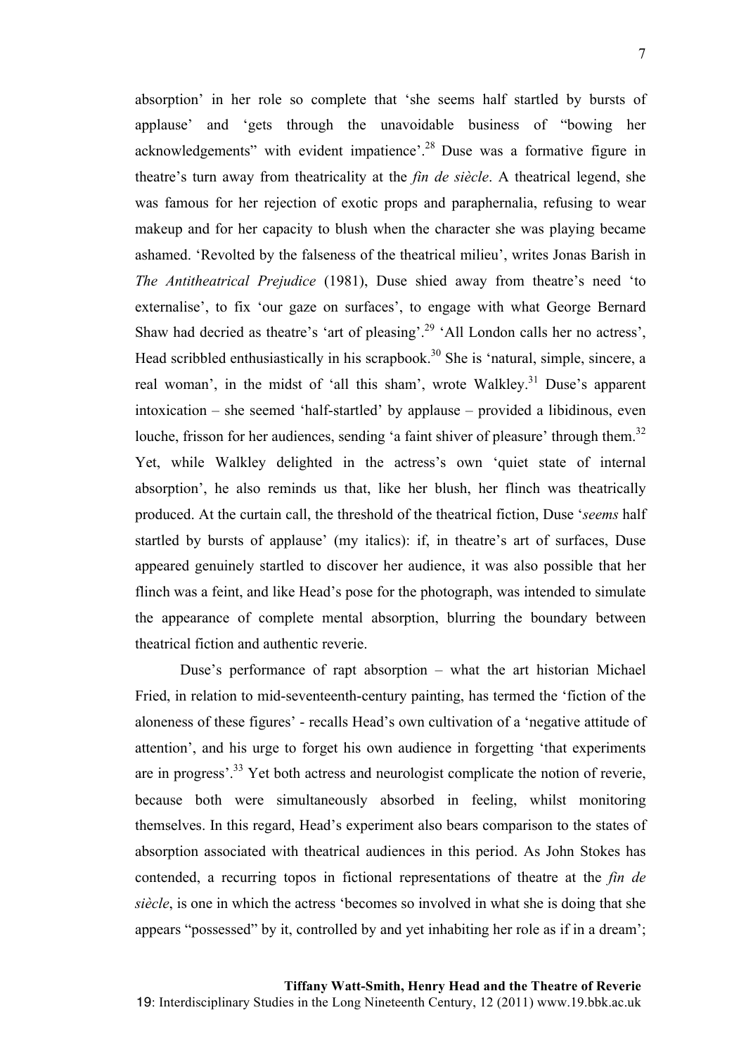absorption' in her role so complete that 'she seems half startled by bursts of applause' and 'gets through the unavoidable business of "bowing her acknowledgements" with evident impatience'.[28] Duse was a formative figure in theatre's turn away from theatricality at the *fin de siècle*. A theatrical legend, she was famous for her rejection of exotic props and paraphernalia, refusing to wear makeup and for her capacity to blush when the character she was playing became ashamed. 'Revolted by the falseness of the theatrical milieu', writes Jonas Barish in *The Antitheatrical Prejudice* (1981), Duse shied away from theatre's need 'to externalise', to fix 'our gaze on surfaces', to engage with what George Bernard Shaw had decried as theatre's 'art of pleasing'.[29] 'All London calls her no actress', Head scribbled enthusiastically in his scrapbook.[30] She is 'natural, simple, sincere, a real woman', in the midst of 'all this sham', wrote Walkley.[31] Duse's apparent intoxication – she seemed 'half-startled' by applause – provided a libidinous, even louche, frisson for her audiences, sending 'a faint shiver of pleasure' through them.[32] Yet, while Walkley delighted in the actress's own 'quiet state of internal absorption', he also reminds us that, like her blush, her flinch was theatrically produced. At the curtain call, the threshold of the theatrical fiction, Duse '*seems* half startled by bursts of applause' (my italics): if, in theatre's art of surfaces, Duse appeared genuinely startled to discover her audience, it was also possible that her flinch was a feint, and like Head's pose for the photograph, was intended to simulate the appearance of complete mental absorption, blurring the boundary between theatrical fiction and authentic reverie.

Duse's performance of rapt absorption – what the art historian Michael Fried, in relation to mid-seventeenth-century painting, has termed the 'fiction of the aloneness of these figures' - recalls Head's own cultivation of a 'negative attitude of attention', and his urge to forget his own audience in forgetting 'that experiments are in progress'.[33] Yet both actress and neurologist complicate the notion of reverie, because both were simultaneously absorbed in feeling, whilst monitoring themselves. In this regard, Head's experiment also bears comparison to the states of absorption associated with theatrical audiences in this period. As John Stokes has contended, a recurring topos in fictional representations of theatre at the *fin de siècle*, is one in which the actress 'becomes so involved in what she is doing that she appears "possessed" by it, controlled by and yet inhabiting her role as if in a dream';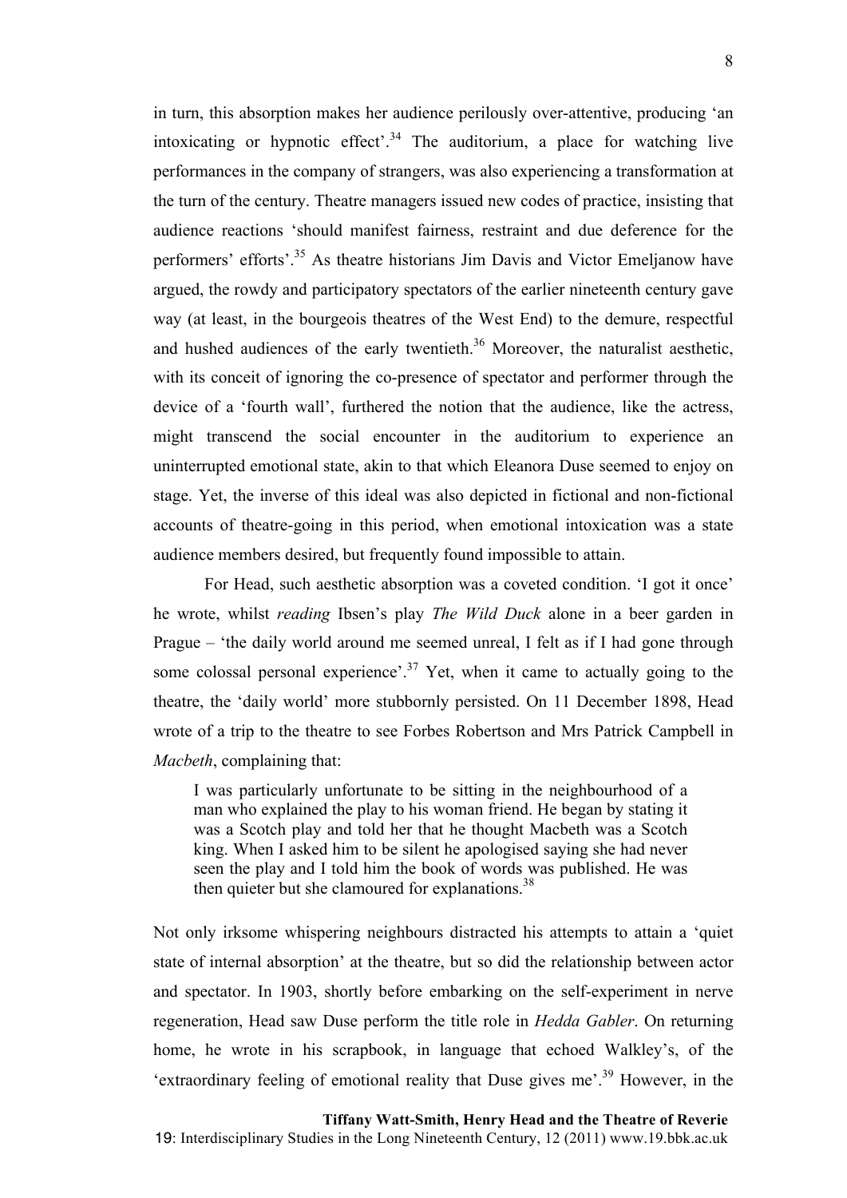in turn, this absorption makes her audience perilously over-attentive, producing 'an intoxicating or hypnotic effect'.[34] The auditorium, a place for watching live performances in the company of strangers, was also experiencing a transformation at the turn of the century. Theatre managers issued new codes of practice, insisting that audience reactions 'should manifest fairness, restraint and due deference for the performers' efforts'.[35] As theatre historians Jim Davis and Victor Emeljanow have argued, the rowdy and participatory spectators of the earlier nineteenth century gave way (at least, in the bourgeois theatres of the West End) to the demure, respectful and hushed audiences of the early twentieth.[36] Moreover, the naturalist aesthetic, with its conceit of ignoring the co-presence of spectator and performer through the device of a 'fourth wall', furthered the notion that the audience, like the actress, might transcend the social encounter in the auditorium to experience an uninterrupted emotional state, akin to that which Eleanora Duse seemed to enjoy on stage. Yet, the inverse of this ideal was also depicted in fictional and non-fictional accounts of theatre-going in this period, when emotional intoxication was a state audience members desired, but frequently found impossible to attain.

For Head, such aesthetic absorption was a coveted condition. 'I got it once' he wrote, whilst *reading* Ibsen's play *The Wild Duck* alone in a beer garden in Prague – 'the daily world around me seemed unreal, I felt as if I had gone through some colossal personal experience'.[37] Yet, when it came to actually going to the theatre, the 'daily world' more stubbornly persisted. On 11 December 1898, Head wrote of a trip to the theatre to see Forbes Robertson and Mrs Patrick Campbell in *Macbeth*, complaining that:

> I was particularly unfortunate to be sitting in the neighbourhood of a man who explained the play to his woman friend. He began by stating it was a Scotch play and told her that he thought Macbeth was a Scotch king. When I asked him to be silent he apologised saying she had never seen the play and I told him the book of words was published. He was then quieter but she clamoured for explanations.[38]

Not only irksome whispering neighbours distracted his attempts to attain a 'quiet state of internal absorption' at the theatre, but so did the relationship between actor and spectator. In 1903, shortly before embarking on the self-experiment in nerve regeneration, Head saw Duse perform the title role in *Hedda Gabler*. On returning home, he wrote in his scrapbook, in language that echoed Walkley's, of the 'extraordinary feeling of emotional reality that Duse gives me'.[39] However, in the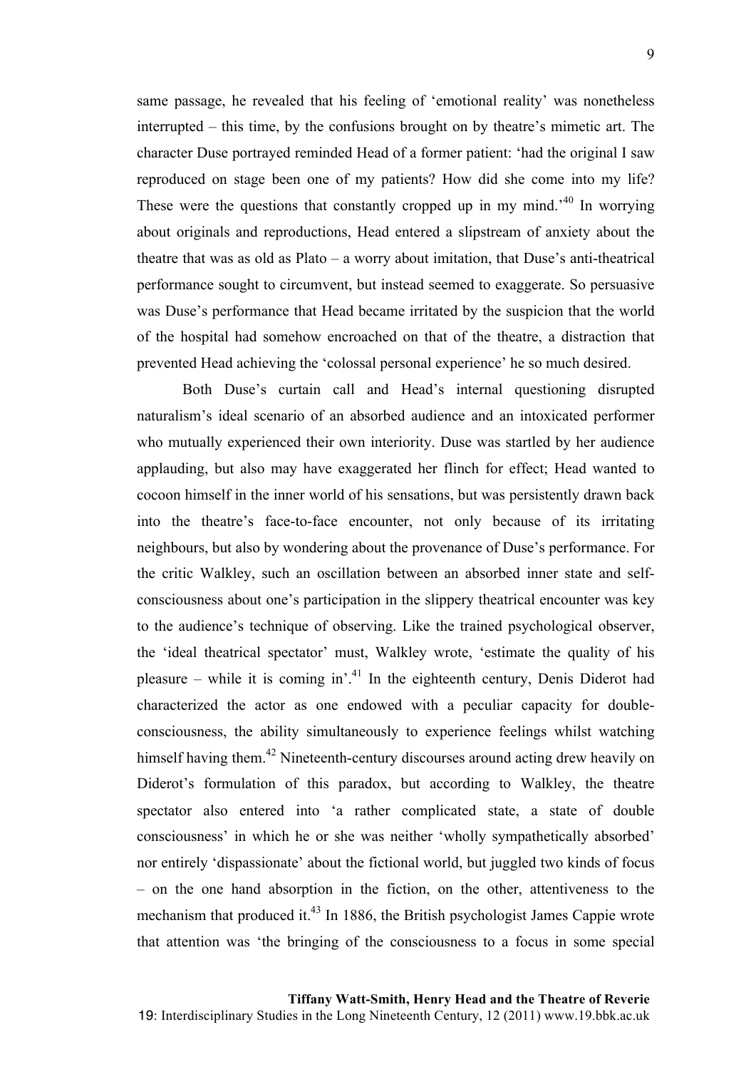same passage, he revealed that his feeling of 'emotional reality' was nonetheless interrupted – this time, by the confusions brought on by theatre's mimetic art. The character Duse portrayed reminded Head of a former patient: 'had the original I saw reproduced on stage been one of my patients? How did she come into my life? These were the questions that constantly cropped up in my mind.'[40] In worrying about originals and reproductions, Head entered a slipstream of anxiety about the theatre that was as old as Plato – a worry about imitation, that Duse's anti-theatrical performance sought to circumvent, but instead seemed to exaggerate. So persuasive was Duse's performance that Head became irritated by the suspicion that the world of the hospital had somehow encroached on that of the theatre, a distraction that prevented Head achieving the 'colossal personal experience' he so much desired.

Both Duse's curtain call and Head's internal questioning disrupted naturalism's ideal scenario of an absorbed audience and an intoxicated performer who mutually experienced their own interiority. Duse was startled by her audience applauding, but also may have exaggerated her flinch for effect; Head wanted to cocoon himself in the inner world of his sensations, but was persistently drawn back into the theatre's face-to-face encounter, not only because of its irritating neighbours, but also by wondering about the provenance of Duse's performance. For the critic Walkley, such an oscillation between an absorbed inner state and self-consciousness about one's participation in the slippery theatrical encounter was key to the audience's technique of observing. Like the trained psychological observer, the 'ideal theatrical spectator' must, Walkley wrote, 'estimate the quality of his pleasure – while it is coming in'.[41] In the eighteenth century, Denis Diderot had characterized the actor as one endowed with a peculiar capacity for double-consciousness, the ability simultaneously to experience feelings whilst watching himself having them.[42] Nineteenth-century discourses around acting drew heavily on Diderot's formulation of this paradox, but according to Walkley, the theatre spectator also entered into 'a rather complicated state, a state of double consciousness' in which he or she was neither 'wholly sympathetically absorbed' nor entirely 'dispassionate' about the fictional world, but juggled two kinds of focus – on the one hand absorption in the fiction, on the other, attentiveness to the mechanism that produced it.[43] In 1886, the British psychologist James Cappie wrote that attention was 'the bringing of the consciousness to a focus in some special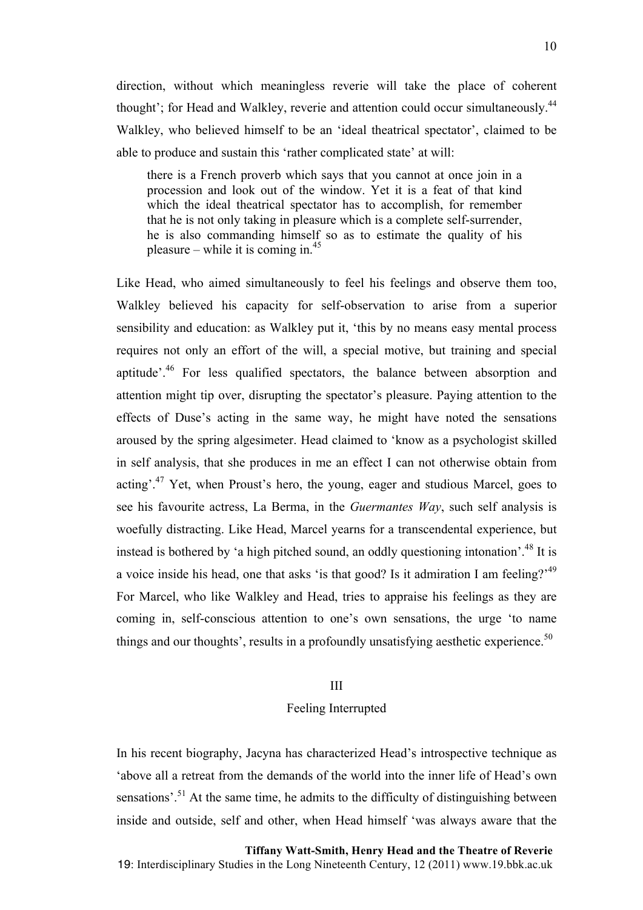direction, without which meaningless reverie will take the place of coherent thought'; for Head and Walkley, reverie and attention could occur simultaneously.[44] Walkley, who believed himself to be an 'ideal theatrical spectator', claimed to be able to produce and sustain this 'rather complicated state' at will:

> there is a French proverb which says that you cannot at once join in a procession and look out of the window. Yet it is a feat of that kind which the ideal theatrical spectator has to accomplish, for remember that he is not only taking in pleasure which is a complete self-surrender, he is also commanding himself so as to estimate the quality of his pleasure – while it is coming in.[45]

Like Head, who aimed simultaneously to feel his feelings and observe them too, Walkley believed his capacity for self-observation to arise from a superior sensibility and education: as Walkley put it, 'this by no means easy mental process requires not only an effort of the will, a special motive, but training and special aptitude'.[46] For less qualified spectators, the balance between absorption and attention might tip over, disrupting the spectator's pleasure. Paying attention to the effects of Duse's acting in the same way, he might have noted the sensations aroused by the spring algesimeter. Head claimed to 'know as a psychologist skilled in self analysis, that she produces in me an effect I can not otherwise obtain from acting'.[47] Yet, when Proust's hero, the young, eager and studious Marcel, goes to see his favourite actress, La Berma, in the *Guermantes Way*, such self analysis is woefully distracting. Like Head, Marcel yearns for a transcendental experience, but instead is bothered by 'a high pitched sound, an oddly questioning intonation'.[48] It is a voice inside his head, one that asks 'is that good? Is it admiration I am feeling?'[49] For Marcel, who like Walkley and Head, tries to appraise his feelings as they are coming in, self-conscious attention to one's own sensations, the urge 'to name things and our thoughts', results in a profoundly unsatisfying aesthetic experience.[50]

## III
## Feeling Interrupted

In his recent biography, Jacyna has characterized Head's introspective technique as 'above all a retreat from the demands of the world into the inner life of Head's own sensations'.[51] At the same time, he admits to the difficulty of distinguishing between inside and outside, self and other, when Head himself 'was always aware that the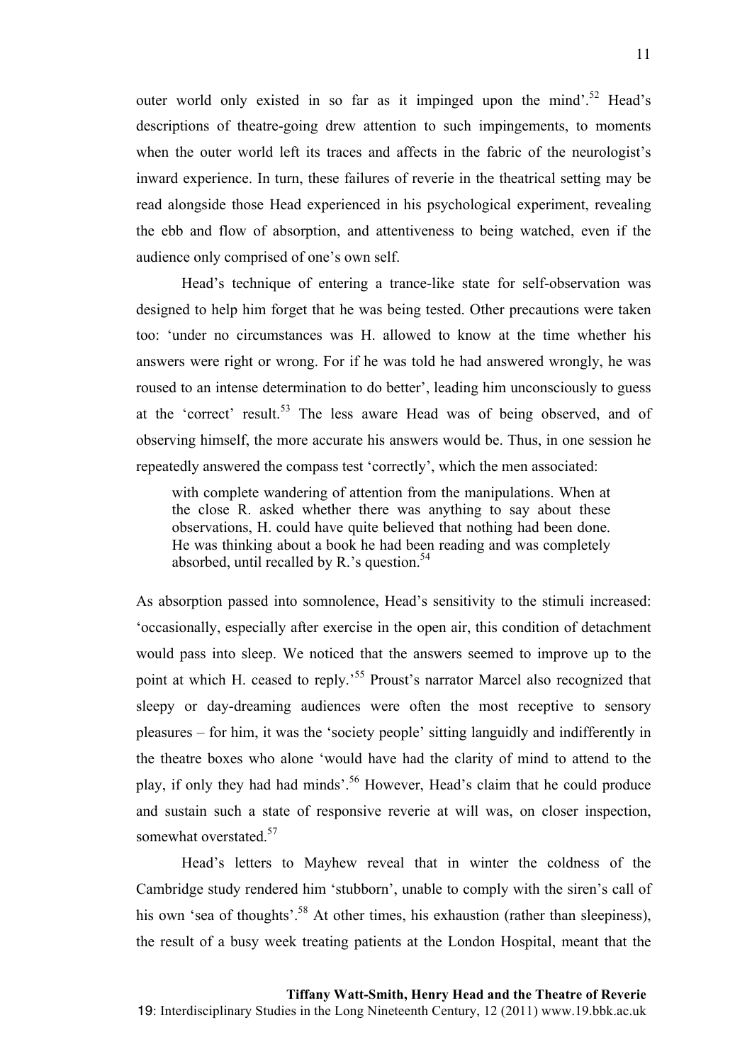outer world only existed in so far as it impinged upon the mind'.[52] Head's descriptions of theatre-going drew attention to such impingements, to moments when the outer world left its traces and affects in the fabric of the neurologist's inward experience. In turn, these failures of reverie in the theatrical setting may be read alongside those Head experienced in his psychological experiment, revealing the ebb and flow of absorption, and attentiveness to being watched, even if the audience only comprised of one's own self.

Head's technique of entering a trance-like state for self-observation was designed to help him forget that he was being tested. Other precautions were taken too: 'under no circumstances was H. allowed to know at the time whether his answers were right or wrong. For if he was told he had answered wrongly, he was roused to an intense determination to do better', leading him unconsciously to guess at the 'correct' result.[53] The less aware Head was of being observed, and of observing himself, the more accurate his answers would be. Thus, in one session he repeatedly answered the compass test 'correctly', which the men associated:

> with complete wandering of attention from the manipulations. When at the close R. asked whether there was anything to say about these observations, H. could have quite believed that nothing had been done. He was thinking about a book he had been reading and was completely absorbed, until recalled by R.'s question.[54]

As absorption passed into somnolence, Head's sensitivity to the stimuli increased: 'occasionally, especially after exercise in the open air, this condition of detachment would pass into sleep. We noticed that the answers seemed to improve up to the point at which H. ceased to reply.'[55] Proust's narrator Marcel also recognized that sleepy or day-dreaming audiences were often the most receptive to sensory pleasures – for him, it was the 'society people' sitting languidly and indifferently in the theatre boxes who alone 'would have had the clarity of mind to attend to the play, if only they had had minds'.[56] However, Head's claim that he could produce and sustain such a state of responsive reverie at will was, on closer inspection, somewhat overstated.[57]

Head's letters to Mayhew reveal that in winter the coldness of the Cambridge study rendered him 'stubborn', unable to comply with the siren's call of his own 'sea of thoughts'.[58] At other times, his exhaustion (rather than sleepiness), the result of a busy week treating patients at the London Hospital, meant that the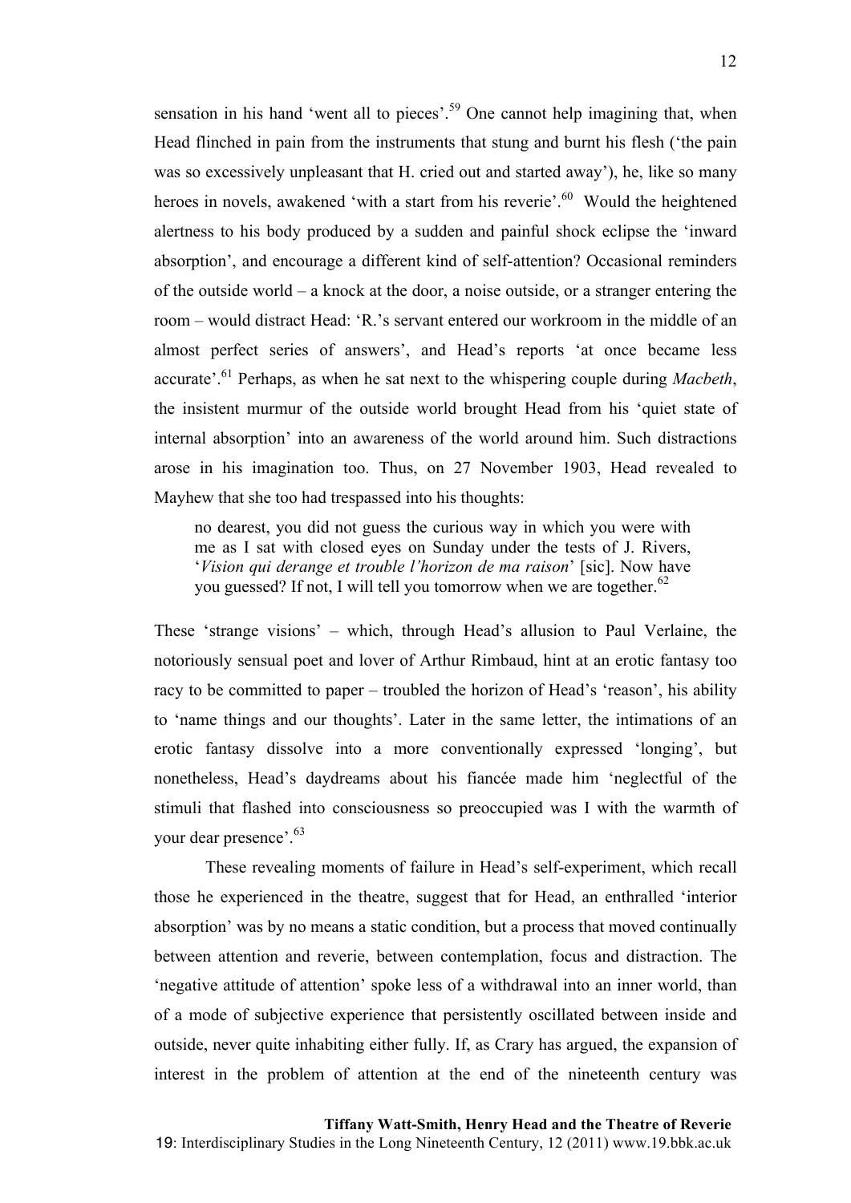sensation in his hand 'went all to pieces'.[59] One cannot help imagining that, when Head flinched in pain from the instruments that stung and burnt his flesh ('the pain was so excessively unpleasant that H. cried out and started away'), he, like so many heroes in novels, awakened 'with a start from his reverie'.[60] Would the heightened alertness to his body produced by a sudden and painful shock eclipse the 'inward absorption', and encourage a different kind of self-attention? Occasional reminders of the outside world – a knock at the door, a noise outside, or a stranger entering the room – would distract Head: 'R.'s servant entered our workroom in the middle of an almost perfect series of answers', and Head's reports 'at once became less accurate'.[61] Perhaps, as when he sat next to the whispering couple during *Macbeth*, the insistent murmur of the outside world brought Head from his 'quiet state of internal absorption' into an awareness of the world around him. Such distractions arose in his imagination too. Thus, on 27 November 1903, Head revealed to Mayhew that she too had trespassed into his thoughts:

> no dearest, you did not guess the curious way in which you were with me as I sat with closed eyes on Sunday under the tests of J. Rivers, '*Vision qui derange et trouble l'horizon de ma raison*' [sic]. Now have you guessed? If not, I will tell you tomorrow when we are together.[62]

These 'strange visions' – which, through Head's allusion to Paul Verlaine, the notoriously sensual poet and lover of Arthur Rimbaud, hint at an erotic fantasy too racy to be committed to paper – troubled the horizon of Head's 'reason', his ability to 'name things and our thoughts'. Later in the same letter, the intimations of an erotic fantasy dissolve into a more conventionally expressed 'longing', but nonetheless, Head's daydreams about his fiancée made him 'neglectful of the stimuli that flashed into consciousness so preoccupied was I with the warmth of your dear presence'.[63]

These revealing moments of failure in Head's self-experiment, which recall those he experienced in the theatre, suggest that for Head, an enthralled 'interior absorption' was by no means a static condition, but a process that moved continually between attention and reverie, between contemplation, focus and distraction. The 'negative attitude of attention' spoke less of a withdrawal into an inner world, than of a mode of subjective experience that persistently oscillated between inside and outside, never quite inhabiting either fully. If, as Crary has argued, the expansion of interest in the problem of attention at the end of the nineteenth century was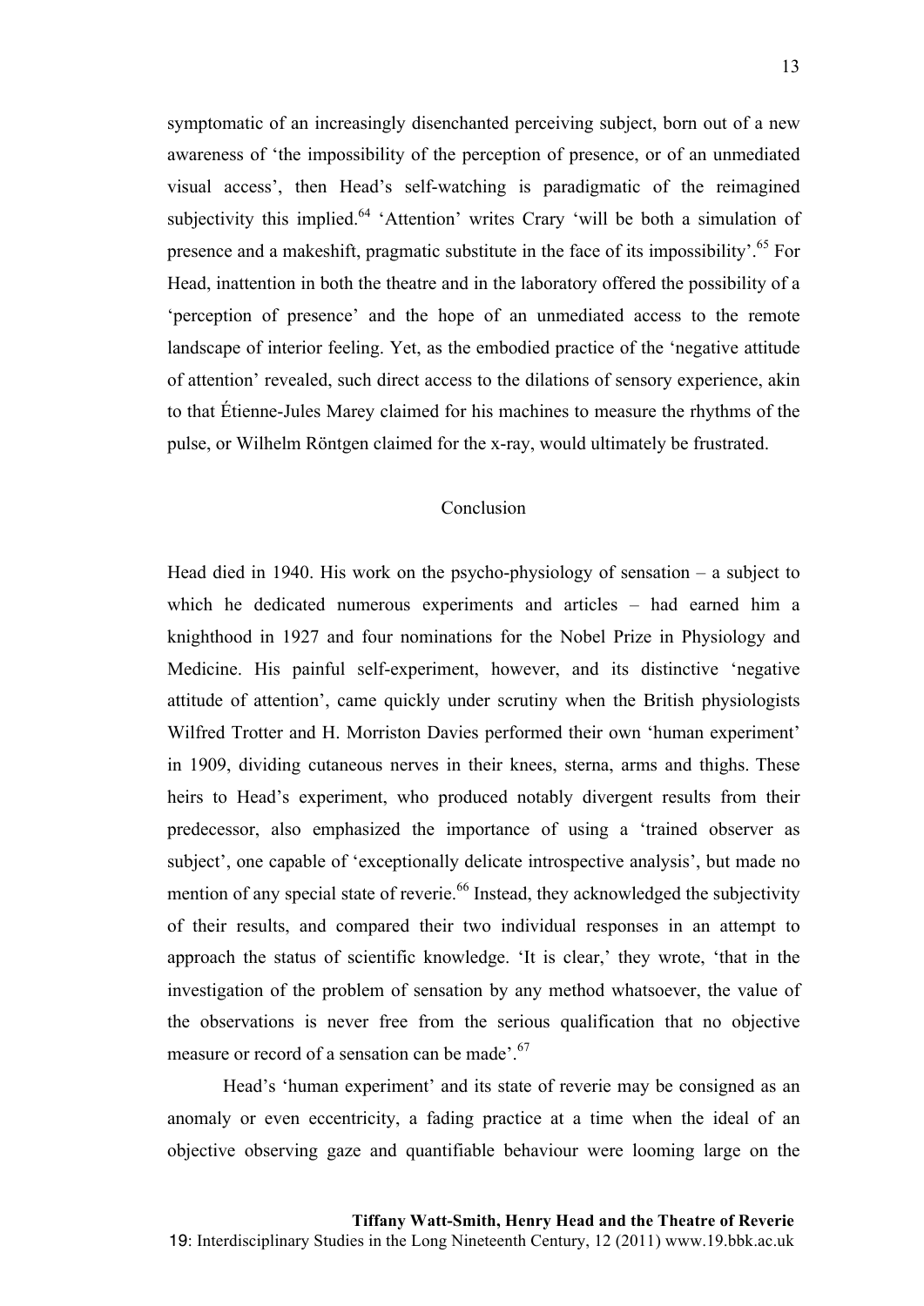symptomatic of an increasingly disenchanted perceiving subject, born out of a new awareness of 'the impossibility of the perception of presence, or of an unmediated visual access', then Head's self-watching is paradigmatic of the reimagined subjectivity this implied.[64] 'Attention' writes Crary 'will be both a simulation of presence and a makeshift, pragmatic substitute in the face of its impossibility'.[65] For Head, inattention in both the theatre and in the laboratory offered the possibility of a 'perception of presence' and the hope of an unmediated access to the remote landscape of interior feeling. Yet, as the embodied practice of the 'negative attitude of attention' revealed, such direct access to the dilations of sensory experience, akin to that Étienne-Jules Marey claimed for his machines to measure the rhythms of the pulse, or Wilhelm Röntgen claimed for the x-ray, would ultimately be frustrated.

## Conclusion

Head died in 1940. His work on the psycho-physiology of sensation – a subject to which he dedicated numerous experiments and articles – had earned him a knighthood in 1927 and four nominations for the Nobel Prize in Physiology and Medicine. His painful self-experiment, however, and its distinctive 'negative attitude of attention', came quickly under scrutiny when the British physiologists Wilfred Trotter and H. Morriston Davies performed their own 'human experiment' in 1909, dividing cutaneous nerves in their knees, sterna, arms and thighs. These heirs to Head's experiment, who produced notably divergent results from their predecessor, also emphasized the importance of using a 'trained observer as subject', one capable of 'exceptionally delicate introspective analysis', but made no mention of any special state of reverie.[66] Instead, they acknowledged the subjectivity of their results, and compared their two individual responses in an attempt to approach the status of scientific knowledge. 'It is clear,' they wrote, 'that in the investigation of the problem of sensation by any method whatsoever, the value of the observations is never free from the serious qualification that no objective measure or record of a sensation can be made'.[67]

Head's 'human experiment' and its state of reverie may be consigned as an anomaly or even eccentricity, a fading practice at a time when the ideal of an objective observing gaze and quantifiable behaviour were looming large on the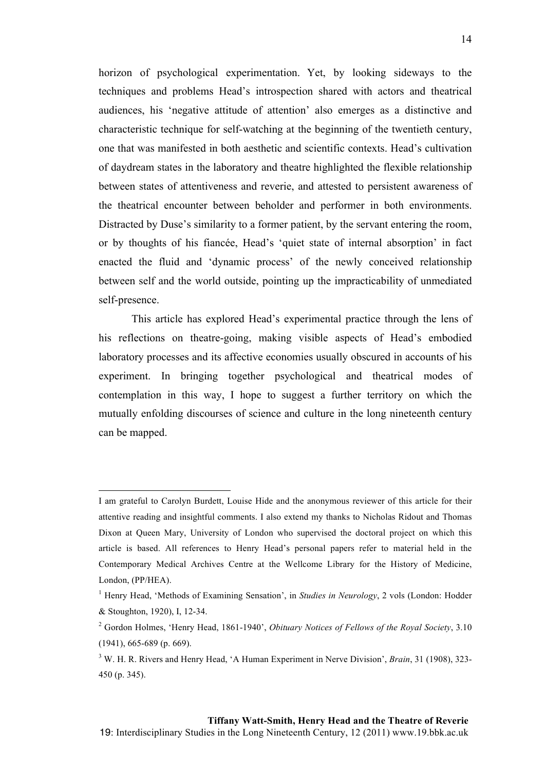horizon of psychological experimentation. Yet, by looking sideways to the techniques and problems Head's introspection shared with actors and theatrical audiences, his 'negative attitude of attention' also emerges as a distinctive and characteristic technique for self-watching at the beginning of the twentieth century, one that was manifested in both aesthetic and scientific contexts. Head's cultivation of daydream states in the laboratory and theatre highlighted the flexible relationship between states of attentiveness and reverie, and attested to persistent awareness of the theatrical encounter between beholder and performer in both environments. Distracted by Duse's similarity to a former patient, by the servant entering the room, or by thoughts of his fiancée, Head's 'quiet state of internal absorption' in fact enacted the fluid and 'dynamic process' of the newly conceived relationship between self and the world outside, pointing up the impracticability of unmediated self-presence.

This article has explored Head's experimental practice through the lens of his reflections on theatre-going, making visible aspects of Head's embodied laboratory processes and its affective economies usually obscured in accounts of his experiment. In bringing together psychological and theatrical modes of contemplation in this way, I hope to suggest a further territory on which the mutually enfolding discourses of science and culture in the long nineteenth century can be mapped.

---

I am grateful to Carolyn Burdett, Louise Hide and the anonymous reviewer of this article for their attentive reading and insightful comments. I also extend my thanks to Nicholas Ridout and Thomas Dixon at Queen Mary, University of London who supervised the doctoral project on which this article is based. All references to Henry Head's personal papers refer to material held in the Contemporary Medical Archives Centre at the Wellcome Library for the History of Medicine, London, (PP/HEA).

[1] Henry Head, 'Methods of Examining Sensation', in *Studies in Neurology*, 2 vols (London: Hodder & Stoughton, 1920), I, 12-34.

[2] Gordon Holmes, 'Henry Head, 1861-1940', *Obituary Notices of Fellows of the Royal Society*, 3.10 (1941), 665-689 (p. 669).

[3] W. H. R. Rivers and Henry Head, 'A Human Experiment in Nerve Division', *Brain*, 31 (1908), 323-450 (p. 345).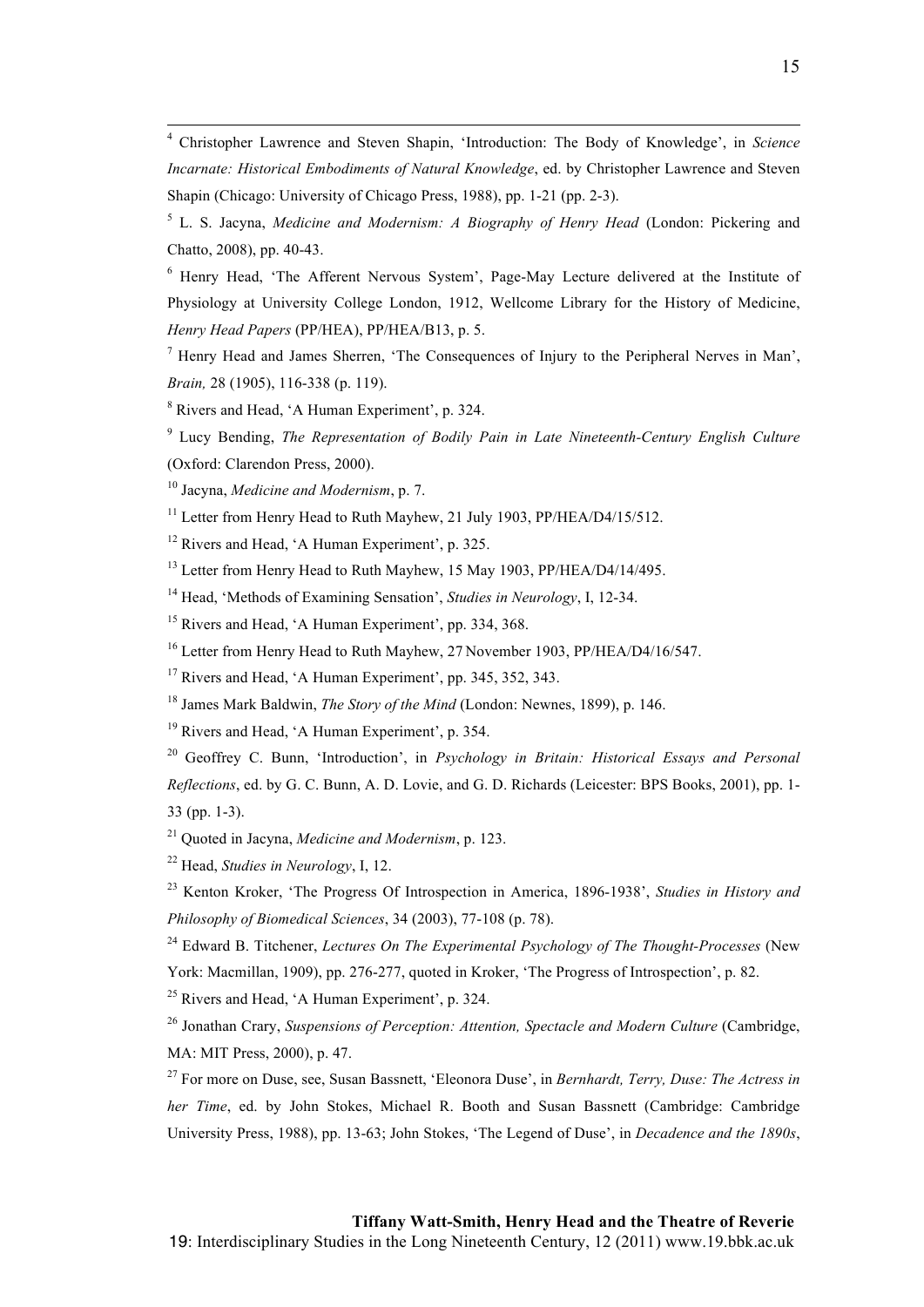[4] Christopher Lawrence and Steven Shapin, 'Introduction: The Body of Knowledge', in *Science Incarnate: Historical Embodiments of Natural Knowledge*, ed. by Christopher Lawrence and Steven Shapin (Chicago: University of Chicago Press, 1988), pp. 1-21 (pp. 2-3).

[5] L. S. Jacyna, *Medicine and Modernism: A Biography of Henry Head* (London: Pickering and Chatto, 2008), pp. 40-43.

[6] Henry Head, 'The Afferent Nervous System', Page-May Lecture delivered at the Institute of Physiology at University College London, 1912, Wellcome Library for the History of Medicine, *Henry Head Papers* (PP/HEA), PP/HEA/B13, p. 5.

[7] Henry Head and James Sherren, 'The Consequences of Injury to the Peripheral Nerves in Man', *Brain,* 28 (1905), 116-338 (p. 119).

[8] Rivers and Head, 'A Human Experiment', p. 324.

[9] Lucy Bending, *The Representation of Bodily Pain in Late Nineteenth-Century English Culture* (Oxford: Clarendon Press, 2000).

[10] Jacyna, *Medicine and Modernism*, p. 7.

[11] Letter from Henry Head to Ruth Mayhew, 21 July 1903, PP/HEA/D4/15/512.

[12] Rivers and Head, 'A Human Experiment', p. 325.

[13] Letter from Henry Head to Ruth Mayhew, 15 May 1903, PP/HEA/D4/14/495.

[14] Head, 'Methods of Examining Sensation', *Studies in Neurology*, I, 12-34.

[15] Rivers and Head, 'A Human Experiment', pp. 334, 368.

[16] Letter from Henry Head to Ruth Mayhew, 27 November 1903, PP/HEA/D4/16/547.

[17] Rivers and Head, 'A Human Experiment', pp. 345, 352, 343.

[18] James Mark Baldwin, *The Story of the Mind* (London: Newnes, 1899), p. 146.

[19] Rivers and Head, 'A Human Experiment', p. 354.

[20] Geoffrey C. Bunn, 'Introduction', in *Psychology in Britain: Historical Essays and Personal Reflections*, ed. by G. C. Bunn, A. D. Lovie, and G. D. Richards (Leicester: BPS Books, 2001), pp. 1-33 (pp. 1-3).

[21] Quoted in Jacyna, *Medicine and Modernism*, p. 123.

[22] Head, *Studies in Neurology*, I, 12.

[23] Kenton Kroker, 'The Progress Of Introspection in America, 1896-1938', *Studies in History and Philosophy of Biomedical Sciences*, 34 (2003), 77-108 (p. 78).

[24] Edward B. Titchener, *Lectures On The Experimental Psychology of The Thought-Processes* (New York: Macmillan, 1909), pp. 276-277, quoted in Kroker, 'The Progress of Introspection', p. 82.

[25] Rivers and Head, 'A Human Experiment', p. 324.

[26] Jonathan Crary, *Suspensions of Perception: Attention, Spectacle and Modern Culture* (Cambridge, MA: MIT Press, 2000), p. 47.

[27] For more on Duse, see, Susan Bassnett, 'Eleonora Duse', in *Bernhardt, Terry, Duse: The Actress in her Time*, ed. by John Stokes, Michael R. Booth and Susan Bassnett (Cambridge: Cambridge University Press, 1988), pp. 13-63; John Stokes, 'The Legend of Duse', in *Decadence and the 1890s*,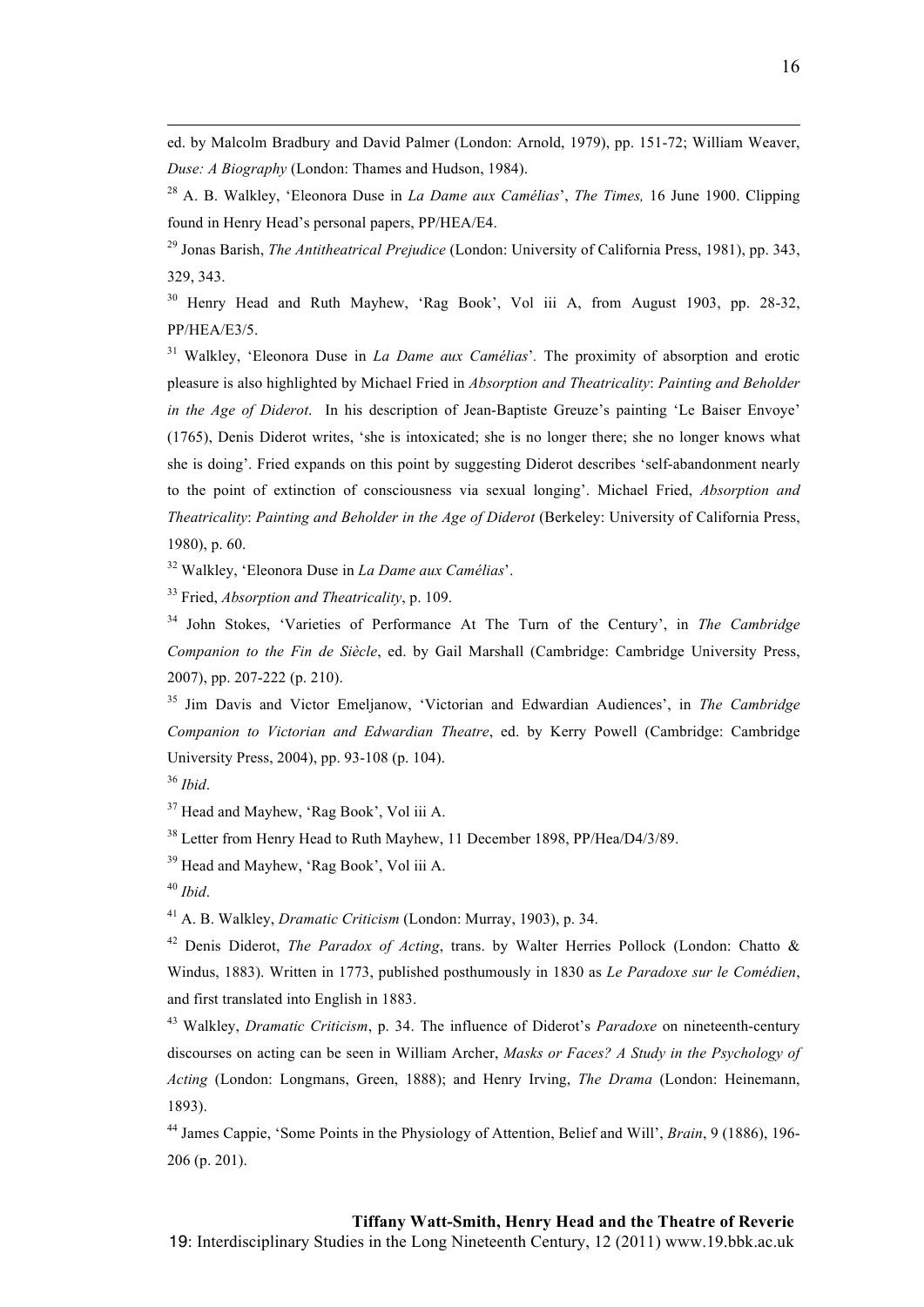ed. by Malcolm Bradbury and David Palmer (London: Arnold, 1979), pp. 151-72; William Weaver, *Duse: A Biography* (London: Thames and Hudson, 1984).

[28] A. B. Walkley, 'Eleonora Duse in *La Dame aux Camélias*', *The Times,* 16 June 1900. Clipping found in Henry Head's personal papers, PP/HEA/E4.

[29] Jonas Barish, *The Antitheatrical Prejudice* (London: University of California Press, 1981), pp. 343, 329, 343.

[30] Henry Head and Ruth Mayhew, 'Rag Book', Vol iii A, from August 1903, pp. 28-32, PP/HEA/E3/5.

[31] Walkley, 'Eleonora Duse in *La Dame aux Camélias*'. The proximity of absorption and erotic pleasure is also highlighted by Michael Fried in *Absorption and Theatricality*: *Painting and Beholder in the Age of Diderot*. In his description of Jean-Baptiste Greuze's painting 'Le Baiser Envoye' (1765), Denis Diderot writes, 'she is intoxicated; she is no longer there; she no longer knows what she is doing'. Fried expands on this point by suggesting Diderot describes 'self-abandonment nearly to the point of extinction of consciousness via sexual longing'. Michael Fried, *Absorption and Theatricality*: *Painting and Beholder in the Age of Diderot* (Berkeley: University of California Press, 1980), p. 60.

[32] Walkley, 'Eleonora Duse in *La Dame aux Camélias*'.

[33] Fried, *Absorption and Theatricality*, p. 109.

[34] John Stokes, 'Varieties of Performance At The Turn of the Century', in *The Cambridge Companion to the Fin de Siècle*, ed. by Gail Marshall (Cambridge: Cambridge University Press, 2007), pp. 207-222 (p. 210).

[35] Jim Davis and Victor Emeljanow, 'Victorian and Edwardian Audiences', in *The Cambridge Companion to Victorian and Edwardian Theatre*, ed. by Kerry Powell (Cambridge: Cambridge University Press, 2004), pp. 93-108 (p. 104).

[36] *Ibid*.

[37] Head and Mayhew, 'Rag Book', Vol iii A.

[38] Letter from Henry Head to Ruth Mayhew, 11 December 1898, PP/Hea/D4/3/89.

[39] Head and Mayhew, 'Rag Book', Vol iii A.

[40] *Ibid*.

[41] A. B. Walkley, *Dramatic Criticism* (London: Murray, 1903), p. 34.

[42] Denis Diderot, *The Paradox of Acting*, trans. by Walter Herries Pollock (London: Chatto & Windus, 1883). Written in 1773, published posthumously in 1830 as *Le Paradoxe sur le Comédien*, and first translated into English in 1883.

[43] Walkley, *Dramatic Criticism*, p. 34. The influence of Diderot's *Paradoxe* on nineteenth-century discourses on acting can be seen in William Archer, *Masks or Faces? A Study in the Psychology of Acting* (London: Longmans, Green, 1888); and Henry Irving, *The Drama* (London: Heinemann, 1893).

[44] James Cappie, 'Some Points in the Physiology of Attention, Belief and Will', *Brain*, 9 (1886), 196-206 (p. 201).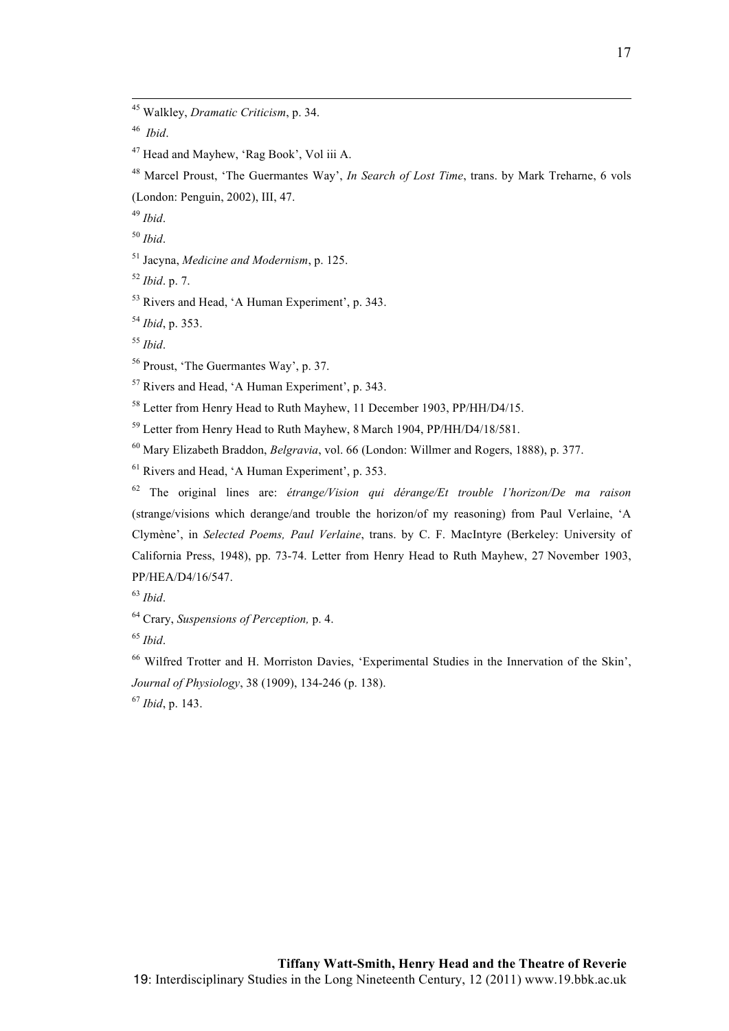[45] Walkley, *Dramatic Criticism*, p. 34.

[46] *Ibid*.

[47] Head and Mayhew, 'Rag Book', Vol iii A.

[48] Marcel Proust, 'The Guermantes Way', *In Search of Lost Time*, trans. by Mark Treharne, 6 vols (London: Penguin, 2002), III, 47.

[49] *Ibid*.

[50] *Ibid*.

[51] Jacyna, *Medicine and Modernism*, p. 125.

[52] *Ibid*. p. 7.

[53] Rivers and Head, 'A Human Experiment', p. 343.

[54] *Ibid*, p. 353.

[55] *Ibid*.

[56] Proust, 'The Guermantes Way', p. 37.

[57] Rivers and Head, 'A Human Experiment', p. 343.

[58] Letter from Henry Head to Ruth Mayhew, 11 December 1903, PP/HH/D4/15.

[59] Letter from Henry Head to Ruth Mayhew, 8 March 1904, PP/HH/D4/18/581.

[60] Mary Elizabeth Braddon, *Belgravia*, vol. 66 (London: Willmer and Rogers, 1888), p. 377.

[61] Rivers and Head, 'A Human Experiment', p. 353.

[62] The original lines are: *étrange/Vision qui dérange/Et trouble l'horizon/De ma raison* (strange/visions which derange/and trouble the horizon/of my reasoning) from Paul Verlaine, 'A Clymène', in *Selected Poems, Paul Verlaine*, trans. by C. F. MacIntyre (Berkeley: University of California Press, 1948), pp. 73-74. Letter from Henry Head to Ruth Mayhew, 27 November 1903, PP/HEA/D4/16/547.

[63] *Ibid*.

[64] Crary, *Suspensions of Perception,* p. 4.

[65] *Ibid*.

[66] Wilfred Trotter and H. Morriston Davies, 'Experimental Studies in the Innervation of the Skin', *Journal of Physiology*, 38 (1909), 134-246 (p. 138).

[67] *Ibid*, p. 143.